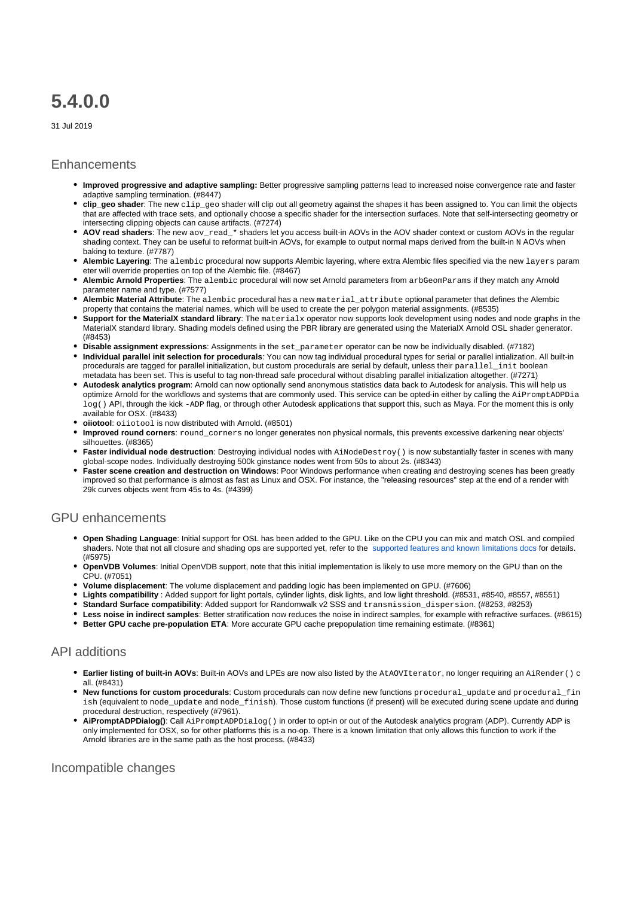# 5.4.0.0

31 Jul 2019

## Enhancements

- **Improved progressive and adaptive sampling:** Better progressive sampling patterns lead to increased noise convergence rate and faster adaptive sampling termination. (#8447)
- **clip_geo shader**: The new `clip_geo` shader will clip out all geometry against the shapes it has been assigned to. You can limit the objects that are affected with trace sets, and optionally choose a specific shader for the intersection surfaces. Note that self-intersecting geometry or intersecting clipping objects can cause artifacts. (#7274)
- **AOV read shaders**: The new `aov_read_*` shaders let you access built-in AOVs in the AOV shader context or custom AOVs in the regular shading context. They can be useful to reformat built-in AOVs, for example to output normal maps derived from the built-in `N` AOVs when baking to texture. (#7787)
- **Alembic Layering**: The `alembic` procedural now supports Alembic layering, where extra Alembic files specified via the new `layers` parameter will override properties on top of the Alembic file. (#8467)
- **Alembic Arnold Properties**: The `alembic` procedural will now set Arnold parameters from `arbGeomParams` if they match any Arnold parameter name and type. (#7577)
- **Alembic Material Attribute**: The `alembic` procedural has a new `material_attribute` optional parameter that defines the Alembic property that contains the material names, which will be used to create the per polygon material assignments. (#8535)
- **Support for the MaterialX standard library**: The `materialx` operator now supports look development using nodes and node graphs in the MaterialX standard library. Shading models defined using the PBR library are generated using the MaterialX Arnold OSL shader generator. (#8453)
- **Disable assignment expressions**: Assignments in the `set_parameter` operator can be now be individually disabled. (#7182)
- **Individual parallel init selection for procedurals**: You can now tag individual procedural types for serial or parallel intialization. All built-in procedurals are tagged for parallel initialization, but custom procedurals are serial by default, unless their `parallel_init` boolean metadata has been set. This is useful to tag non-thread safe procedural without disabling parallel initialization altogether. (#7271)
- **Autodesk analytics program**: Arnold can now optionally send anonymous statistics data back to Autodesk for analysis. This will help us optimize Arnold for the workflows and systems that are commonly used. This service can be opted-in either by calling the `AiPromptADPDialog()` API, through the kick `-ADP` flag, or through other Autodesk applications that support this, such as Maya. For the moment this is only available for OSX. (#8433)
- **oiiotool**: `oiiotool` is now distributed with Arnold. (#8501)
- **Improved round corners**: `round_corners` no longer generates non physical normals, this prevents excessive darkening near objects' silhouettes. (#8365)
- **Faster individual node destruction**: Destroying individual nodes with `AiNodeDestroy()` is now substantially faster in scenes with many global-scope nodes. Individually destroying 500k ginstance nodes went from 50s to about 2s. (#8343)
- **Faster scene creation and destruction on Windows**: Poor Windows performance when creating and destroying scenes has been greatly improved so that performance is almost as fast as Linux and OSX. For instance, the "releasing resources" step at the end of a render with 29k curves objects went from 45s to 4s. (#4399)

## GPU enhancements

- **Open Shading Language**: Initial support for OSL has been added to the GPU. Like on the CPU you can mix and match OSL and compiled shaders. Note that not all closure and shading ops are supported yet, refer to the supported features and known limitations docs for details. (#5975)
- **OpenVDB Volumes**: Initial OpenVDB support, note that this initial implementation is likely to use more memory on the GPU than on the CPU. (#7051)
- **Volume displacement**: The volume displacement and padding logic has been implemented on GPU. (#7606)
- **Lights compatibility** : Added support for light portals, cylinder lights, disk lights, and low light threshold. (#8531, #8540, #8557, #8551)
- **Standard Surface compatibility**: Added support for Randomwalk v2 SSS and `transmission_dispersion`. (#8253, #8253)
- **Less noise in indirect samples**: Better stratification now reduces the noise in indirect samples, for example with refractive surfaces. (#8615)
- **Better GPU cache pre-population ETA**: More accurate GPU cache prepopulation time remaining estimate. (#8361)

## API additions

- **Earlier listing of built-in AOVs**: Built-in AOVs and LPEs are now also listed by the `AtAOVIterator`, no longer requiring an `AiRender()` call. (#8431)
- **New functions for custom procedurals**: Custom procedurals can now define new functions `procedural_update` and `procedural_finish` (equivalent to `node_update` and `node_finish`). Those custom functions (if present) will be executed during scene update and during procedural destruction, respectively (#7961).
- **AiPromptADPDialog()**: Call `AiPromptADPDialog()` in order to opt-in or out of the Autodesk analytics program (ADP). Currently ADP is only implemented for OSX, so for other platforms this is a no-op. There is a known limitation that only allows this function to work if the Arnold libraries are in the same path as the host process. (#8433)

## Incompatible changes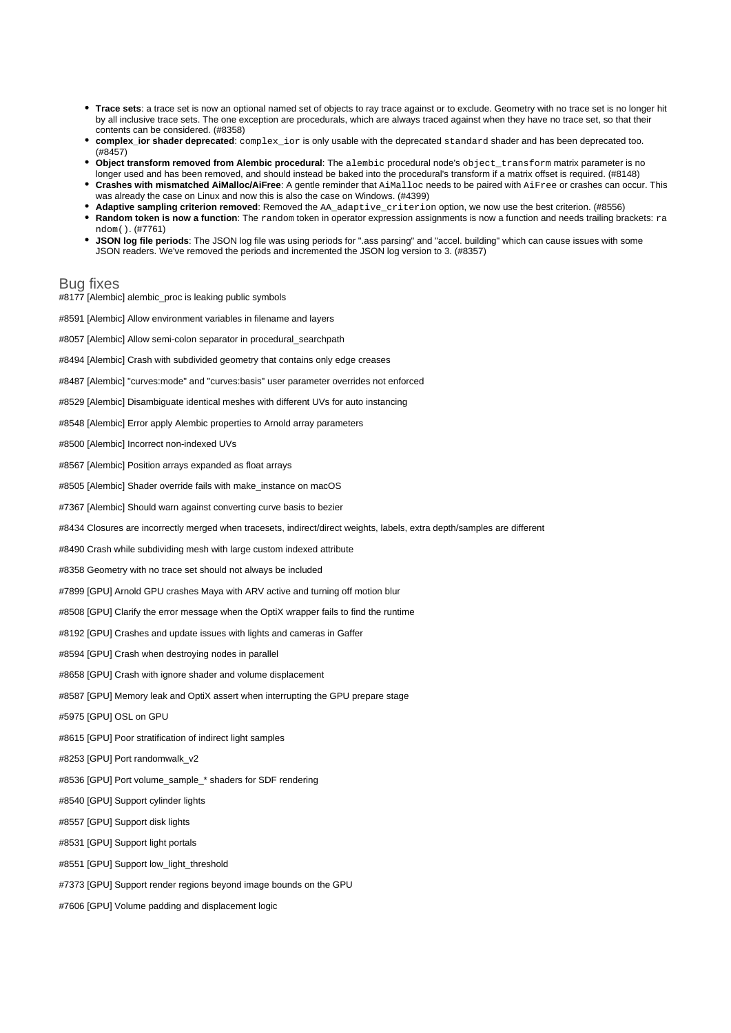- **Trace sets**: a trace set is now an optional named set of objects to ray trace against or to exclude. Geometry with no trace set is no longer hit by all inclusive trace sets. The one exception are procedurals, which are always traced against when they have no trace set, so that their contents can be considered. (#8358)
- **complex_ior shader deprecated**: `complex_ior` is only usable with the deprecated `standard` shader and has been deprecated too. (#8457)
- **Object transform removed from Alembic procedural**: The `alembic` procedural node's `object_transform` matrix parameter is no longer used and has been removed, and should instead be baked into the procedural's transform if a matrix offset is required. (#8148)
- **Crashes with mismatched AiMalloc/AiFree**: A gentle reminder that `AiMalloc` needs to be paired with `AiFree` or crashes can occur. This was already the case on Linux and now this is also the case on Windows. (#4399)
- **Adaptive sampling criterion removed**: Removed the `AA_adaptive_criterion` option, we now use the best criterion. (#8556)
- **Random token is now a function**: The `random` token in operator expression assignments is now a function and needs trailing brackets: `random()`. (#7761)
- **JSON log file periods**: The JSON log file was using periods for ".ass parsing" and "accel. building" which can cause issues with some JSON readers. We've removed the periods and incremented the JSON log version to 3. (#8357)

## Bug fixes

#8177 [Alembic] alembic_proc is leaking public symbols

#8591 [Alembic] Allow environment variables in filename and layers

#8057 [Alembic] Allow semi-colon separator in procedural_searchpath

#8494 [Alembic] Crash with subdivided geometry that contains only edge creases

#8487 [Alembic] "curves:mode" and "curves:basis" user parameter overrides not enforced

#8529 [Alembic] Disambiguate identical meshes with different UVs for auto instancing

#8548 [Alembic] Error apply Alembic properties to Arnold array parameters

#8500 [Alembic] Incorrect non-indexed UVs

#8567 [Alembic] Position arrays expanded as float arrays

#8505 [Alembic] Shader override fails with make_instance on macOS

#7367 [Alembic] Should warn against converting curve basis to bezier

#8434 Closures are incorrectly merged when tracesets, indirect/direct weights, labels, extra depth/samples are different

#8490 Crash while subdividing mesh with large custom indexed attribute

#8358 Geometry with no trace set should not always be included

#7899 [GPU] Arnold GPU crashes Maya with ARV active and turning off motion blur

#8508 [GPU] Clarify the error message when the OptiX wrapper fails to find the runtime

#8192 [GPU] Crashes and update issues with lights and cameras in Gaffer

#8594 [GPU] Crash when destroying nodes in parallel

#8658 [GPU] Crash with ignore shader and volume displacement

#8587 [GPU] Memory leak and OptiX assert when interrupting the GPU prepare stage

#5975 [GPU] OSL on GPU

#8615 [GPU] Poor stratification of indirect light samples

#8253 [GPU] Port randomwalk_v2

#8536 [GPU] Port volume_sample_* shaders for SDF rendering

#8540 [GPU] Support cylinder lights

#8557 [GPU] Support disk lights

#8531 [GPU] Support light portals

#8551 [GPU] Support low_light_threshold

#7373 [GPU] Support render regions beyond image bounds on the GPU

#7606 [GPU] Volume padding and displacement logic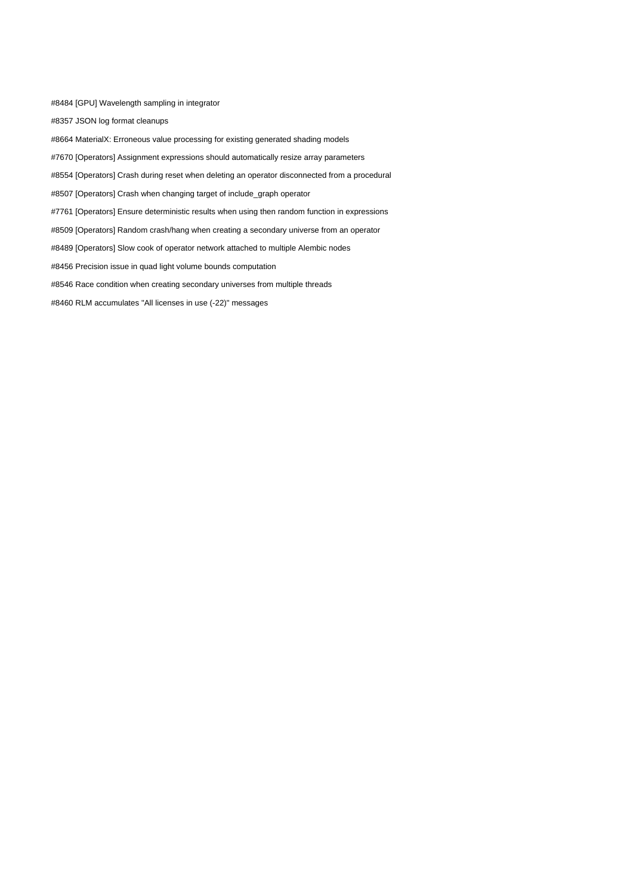#8484 [GPU] Wavelength sampling in integrator

#8357 JSON log format cleanups

#8664 MaterialX: Erroneous value processing for existing generated shading models

#7670 [Operators] Assignment expressions should automatically resize array parameters

#8554 [Operators] Crash during reset when deleting an operator disconnected from a procedural

#8507 [Operators] Crash when changing target of include_graph operator

#7761 [Operators] Ensure deterministic results when using then random function in expressions

#8509 [Operators] Random crash/hang when creating a secondary universe from an operator

#8489 [Operators] Slow cook of operator network attached to multiple Alembic nodes

#8456 Precision issue in quad light volume bounds computation

#8546 Race condition when creating secondary universes from multiple threads

#8460 RLM accumulates "All licenses in use (-22)" messages